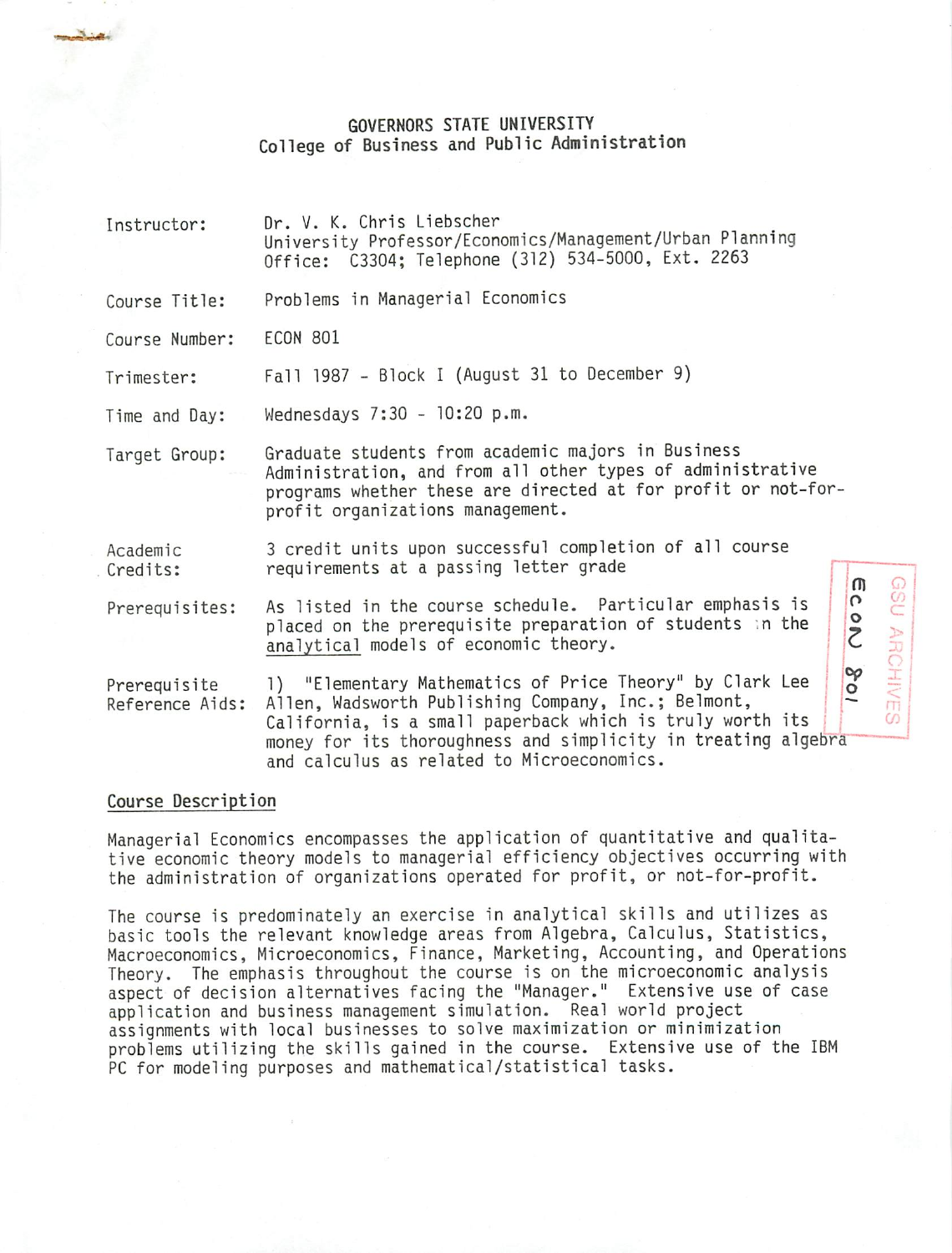# GOVERNORS STATE UNIVERSITY
## College of Business and Public Administration

| | |
|---|---|
| Instructor: | Dr. V. K. Chris Liebscher<br>University Professor/Economics/Management/Urban Planning<br>Office: C3304; Telephone (312) 534-5000, Ext. 2263 |
| Course Title: | Problems in Managerial Economics |
| Course Number: | ECON 801 |
| Trimester: | Fall 1987 - Block I (August 31 to December 9) |
| Time and Day: | Wednesdays 7:30 - 10:20 p.m. |
| Target Group: | Graduate students from academic majors in Business Administration, and from all other types of administrative programs whether these are directed at for profit or not-for-profit organizations management. |
| Academic Credits: | 3 credit units upon successful completion of all course requirements at a passing letter grade |
| Prerequisites: | As listed in the course schedule. Particular emphasis is placed on the prerequisite preparation of students in the <u>analytical</u> models of economic theory. |
| Prerequisite Reference Aids: | 1) "Elementary Mathematics of Price Theory" by Clark Lee Allen, Wadsworth Publishing Company, Inc.; Belmont, California, is a small paperback which is truly worth its money for its thoroughness and simplicity in treating algebra and calculus as related to Microeconomics. |

GSU ARCHIVES Econ 801

## Course Description

Managerial Economics encompasses the application of quantitative and qualitative economic theory models to managerial efficiency objectives occurring with the administration of organizations operated for profit, or not-for-profit.

The course is predominately an exercise in analytical skills and utilizes as basic tools the relevant knowledge areas from Algebra, Calculus, Statistics, Macroeconomics, Microeconomics, Finance, Marketing, Accounting, and Operations Theory. The emphasis throughout the course is on the microeconomic analysis aspect of decision alternatives facing the "Manager." Extensive use of case application and business management simulation. Real world project assignments with local businesses to solve maximization or minimization problems utilizing the skills gained in the course. Extensive use of the IBM PC for modeling purposes and mathematical/statistical tasks.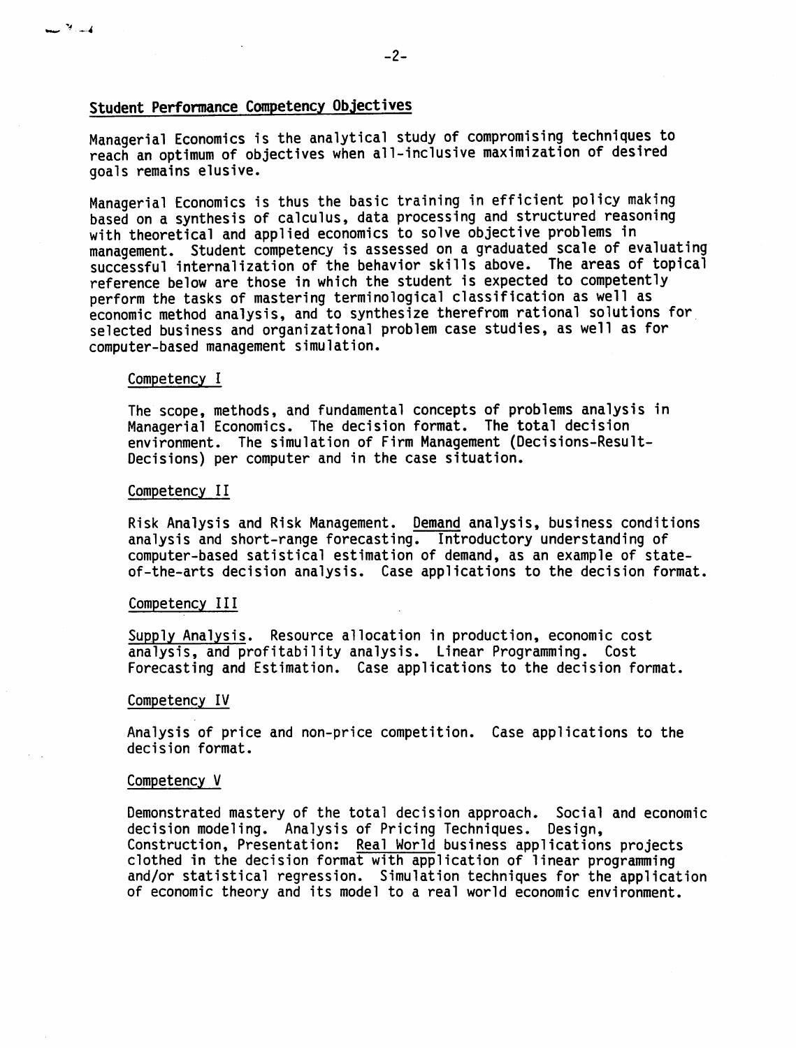## Student Performance Competency Objectives

Managerial Economics is the analytical study of compromising techniques to reach an optimum of objectives when all-inclusive maximization of desired goals remains elusive.

Managerial Economics is thus the basic training in efficient policy making based on a synthesis of calculus, data processing and structured reasoning with theoretical and applied economics to solve objective problems in management. Student competency is assessed on a graduated scale of evaluating successful internalization of the behavior skills above. The areas of topical reference below are those in which the student is expected to competently perform the tasks of mastering terminological classification as well as economic method analysis, and to synthesize therefrom rational solutions for selected business and organizational problem case studies, as well as for computer-based management simulation.

### Competency I

The scope, methods, and fundamental concepts of problems analysis in Managerial Economics. The decision format. The total decision environment. The simulation of Firm Management (Decisions-Result-Decisions) per computer and in the case situation.

### Competency II

Risk Analysis and Risk Management. Demand analysis, business conditions analysis and short-range forecasting. Introductory understanding of computer-based satistical estimation of demand, as an example of state-of-the-arts decision analysis. Case applications to the decision format.

### Competency III

Supply Analysis. Resource allocation in production, economic cost analysis, and profitability analysis. Linear Programming. Cost Forecasting and Estimation. Case applications to the decision format.

### Competency IV

Analysis of price and non-price competition. Case applications to the decision format.

### Competency V

Demonstrated mastery of the total decision approach. Social and economic decision modeling. Analysis of Pricing Techniques. Design, Construction, Presentation: Real World business applications projects clothed in the decision format with application of linear programming and/or statistical regression. Simulation techniques for the application of economic theory and its model to a real world economic environment.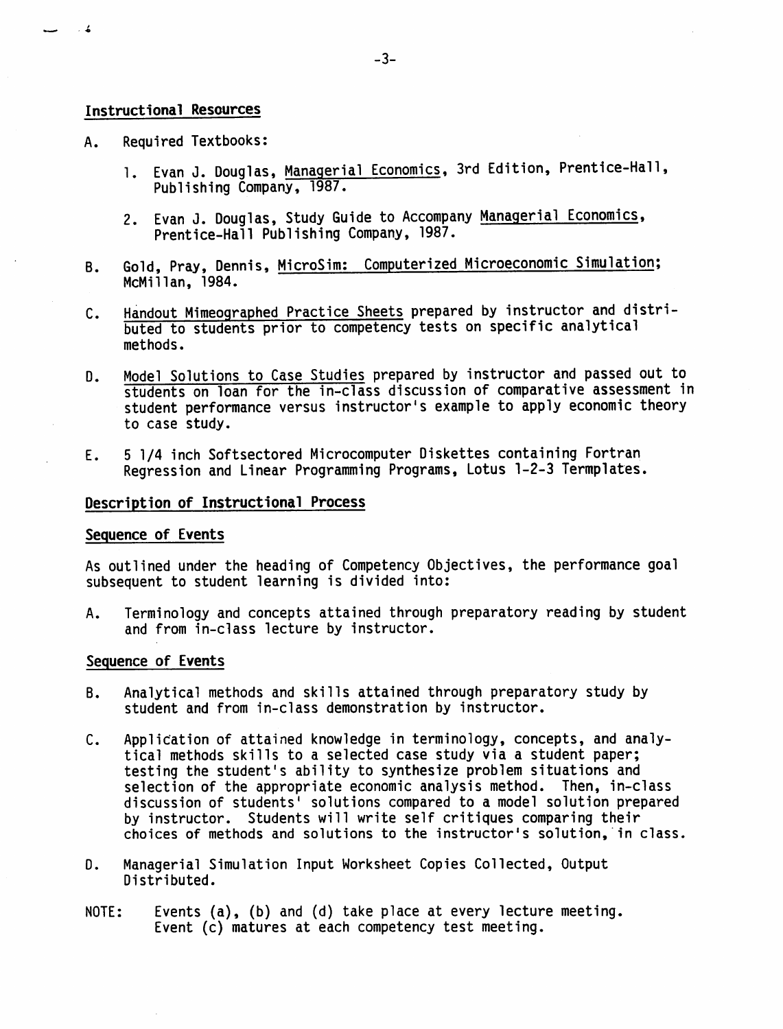## Instructional Resources

A. Required Textbooks:

1. Evan J. Douglas, Managerial Economics, 3rd Edition, Prentice-Hall, Publishing Company, 1987.

2. Evan J. Douglas, Study Guide to Accompany Managerial Economics, Prentice-Hall Publishing Company, 1987.

B. Gold, Pray, Dennis, MicroSim: Computerized Microeconomic Simulation; McMillan, 1984.

C. Handout Mimeographed Practice Sheets prepared by instructor and distributed to students prior to competency tests on specific analytical methods.

D. Model Solutions to Case Studies prepared by instructor and passed out to students on loan for the in-class discussion of comparative assessment in student performance versus instructor's example to apply economic theory to case study.

E. 5 1/4 inch Softsectored Microcomputer Diskettes containing Fortran Regression and Linear Programming Programs, Lotus 1-2-3 Termplates.

## Description of Instructional Process

### Sequence of Events

As outlined under the heading of Competency Objectives, the performance goal subsequent to student learning is divided into:

A. Terminology and concepts attained through preparatory reading by student and from in-class lecture by instructor.

### Sequence of Events

B. Analytical methods and skills attained through preparatory study by student and from in-class demonstration by instructor.

C. Application of attained knowledge in terminology, concepts, and analytical methods skills to a selected case study via a student paper; testing the student's ability to synthesize problem situations and selection of the appropriate economic analysis method. Then, in-class discussion of students' solutions compared to a model solution prepared by instructor. Students will write self critiques comparing their choices of methods and solutions to the instructor's solution, in class.

D. Managerial Simulation Input Worksheet Copies Collected, Output Distributed.

NOTE: Events (a), (b) and (d) take place at every lecture meeting. Event (c) matures at each competency test meeting.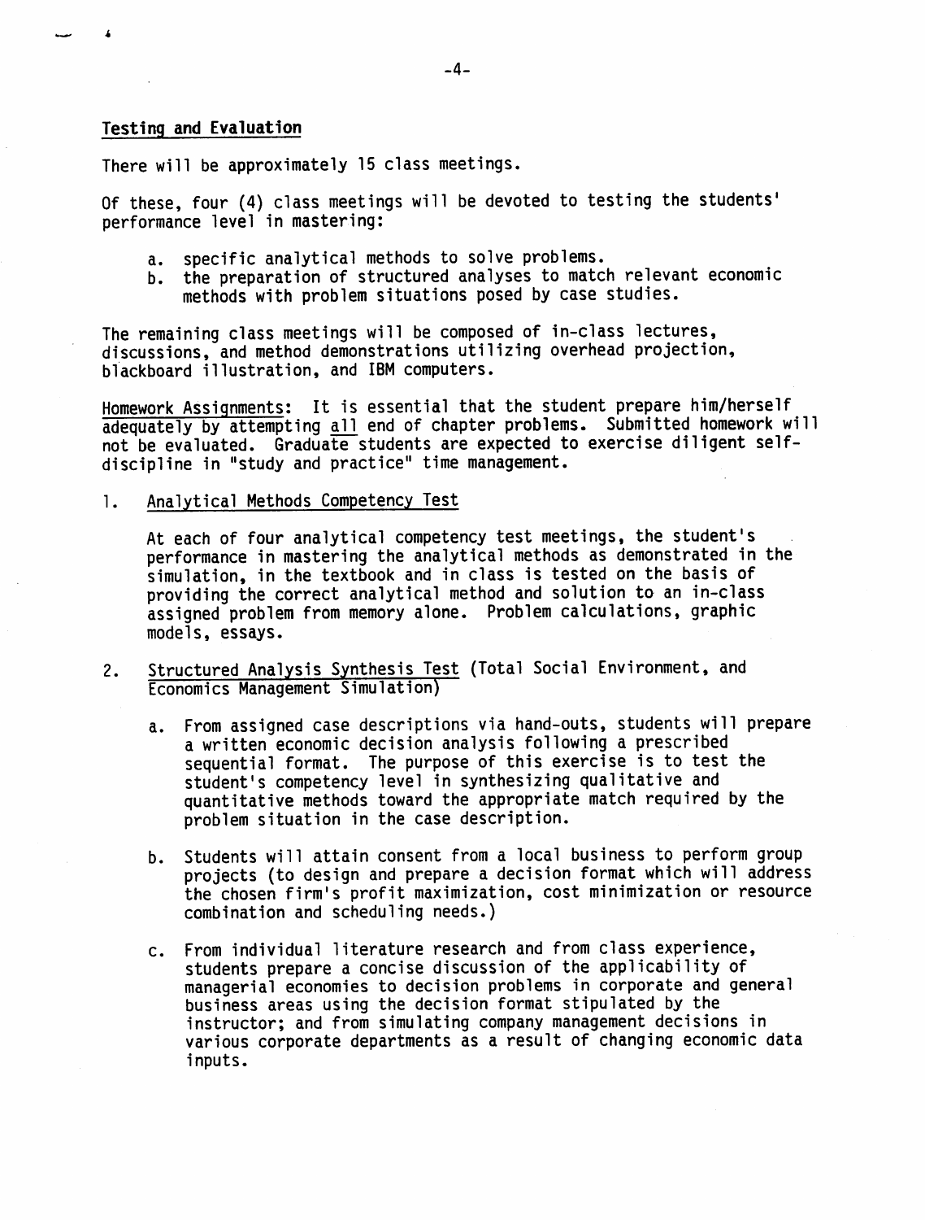## Testing and Evaluation

There will be approximately 15 class meetings.

Of these, four (4) class meetings will be devoted to testing the students' performance level in mastering:

a. specific analytical methods to solve problems.
b. the preparation of structured analyses to match relevant economic methods with problem situations posed by case studies.

The remaining class meetings will be composed of in-class lectures, discussions, and method demonstrations utilizing overhead projection, blackboard illustration, and IBM computers.

Homework Assignments: It is essential that the student prepare him/herself adequately by attempting all end of chapter problems. Submitted homework will not be evaluated. Graduate students are expected to exercise diligent self-discipline in "study and practice" time management.

1. Analytical Methods Competency Test

   At each of four analytical competency test meetings, the student's performance in mastering the analytical methods as demonstrated in the simulation, in the textbook and in class is tested on the basis of providing the correct analytical method and solution to an in-class assigned problem from memory alone. Problem calculations, graphic models, essays.

2. Structured Analysis Synthesis Test (Total Social Environment, and Economics Management Simulation)

   a. From assigned case descriptions via hand-outs, students will prepare a written economic decision analysis following a prescribed sequential format. The purpose of this exercise is to test the student's competency level in synthesizing qualitative and quantitative methods toward the appropriate match required by the problem situation in the case description.

   b. Students will attain consent from a local business to perform group projects (to design and prepare a decision format which will address the chosen firm's profit maximization, cost minimization or resource combination and scheduling needs.)

   c. From individual literature research and from class experience, students prepare a concise discussion of the applicability of managerial economies to decision problems in corporate and general business areas using the decision format stipulated by the instructor; and from simulating company management decisions in various corporate departments as a result of changing economic data inputs.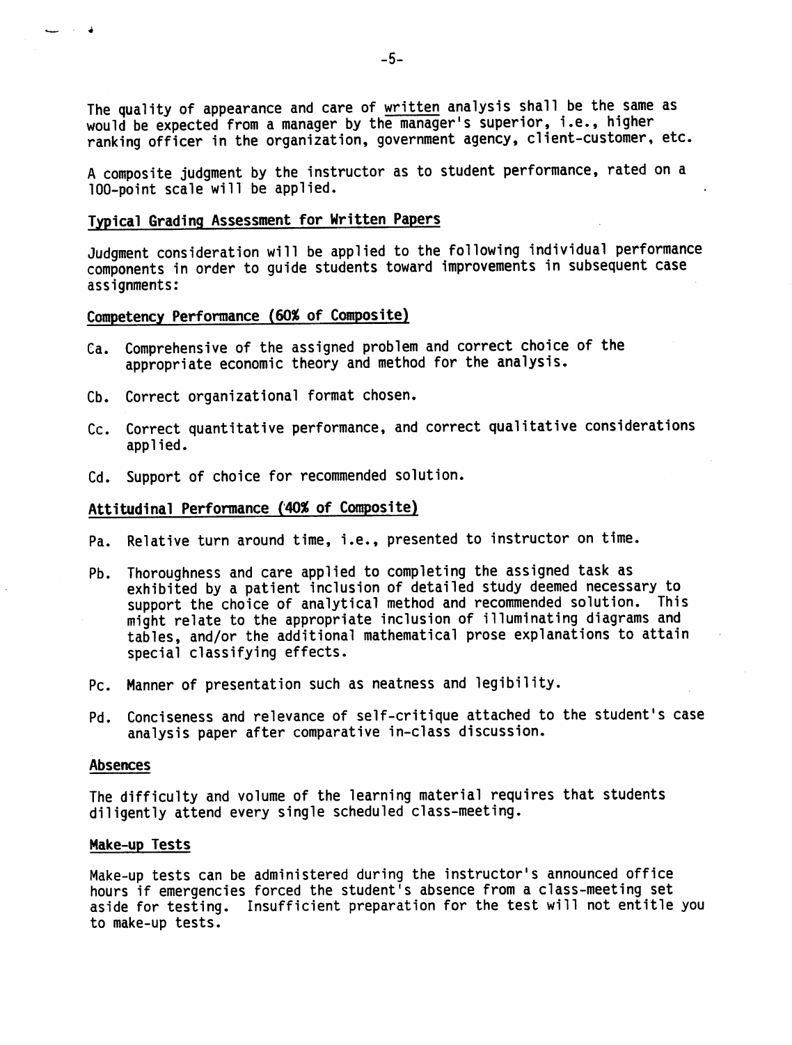The quality of appearance and care of written analysis shall be the same as would be expected from a manager by the manager's superior, i.e., higher ranking officer in the organization, government agency, client-customer, etc.

A composite judgment by the instructor as to student performance, rated on a 100-point scale will be applied.

## Typical Grading Assessment for Written Papers

Judgment consideration will be applied to the following individual performance components in order to guide students toward improvements in subsequent case assignments:

### Competency Performance (60% of Composite)

Ca. Comprehensive of the assigned problem and correct choice of the appropriate economic theory and method for the analysis.

Cb. Correct organizational format chosen.

Cc. Correct quantitative performance, and correct qualitative considerations applied.

Cd. Support of choice for recommended solution.

### Attitudinal Performance (40% of Composite)

Pa. Relative turn around time, i.e., presented to instructor on time.

Pb. Thoroughness and care applied to completing the assigned task as exhibited by a patient inclusion of detailed study deemed necessary to support the choice of analytical method and recommended solution. This might relate to the appropriate inclusion of illuminating diagrams and tables, and/or the additional mathematical prose explanations to attain special classifying effects.

Pc. Manner of presentation such as neatness and legibility.

Pd. Conciseness and relevance of self-critique attached to the student's case analysis paper after comparative in-class discussion.

## Absences

The difficulty and volume of the learning material requires that students diligently attend every single scheduled class-meeting.

## Make-up Tests

Make-up tests can be administered during the instructor's announced office hours if emergencies forced the student's absence from a class-meeting set aside for testing. Insufficient preparation for the test will not entitle you to make-up tests.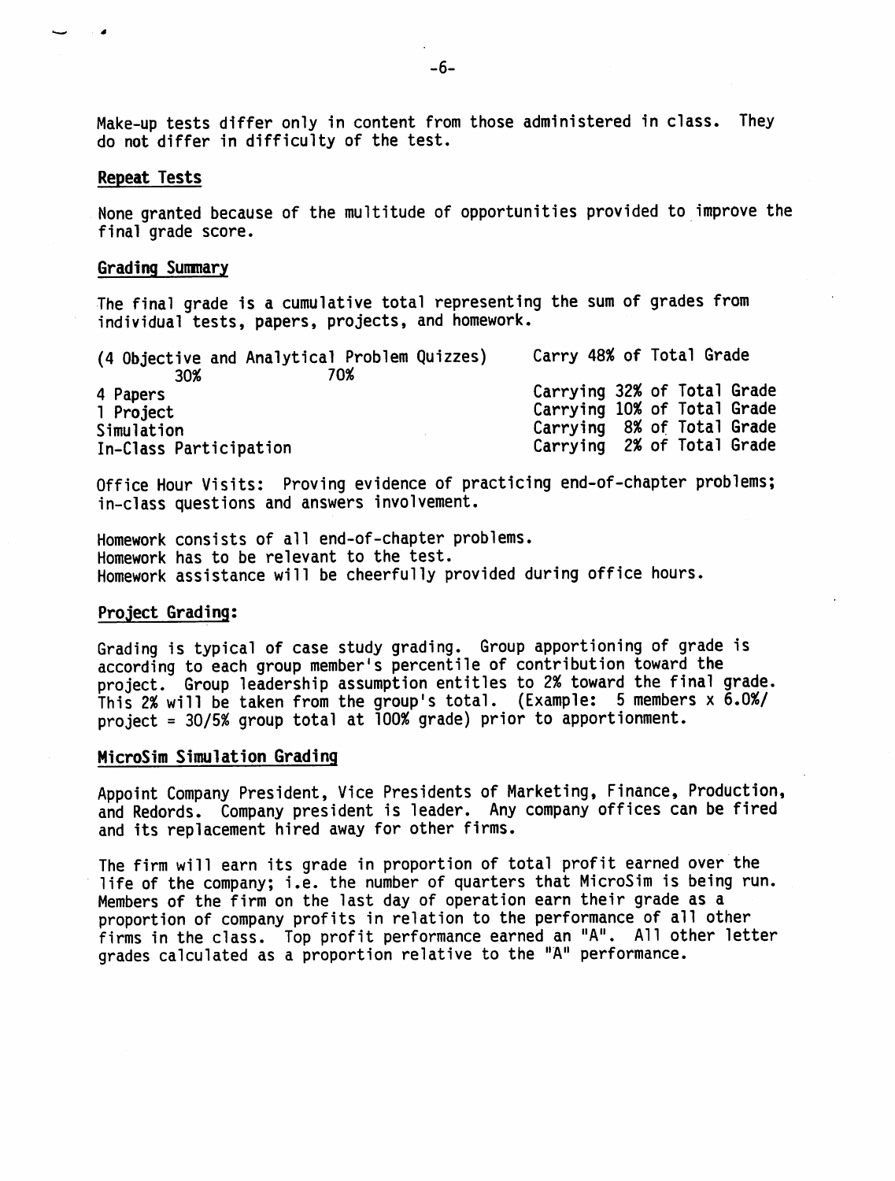Make-up tests differ only in content from those administered in class. They do not differ in difficulty of the test.

## Repeat Tests

None granted because of the multitude of opportunities provided to improve the final grade score.

## Grading Summary

The final grade is a cumulative total representing the sum of grades from individual tests, papers, projects, and homework.

| | |
|---|---|
| (4 Objective and Analytical Problem Quizzes)<br>30% 70% | Carry 48% of Total Grade |
| 4 Papers | Carrying 32% of Total Grade |
| 1 Project | Carrying 10% of Total Grade |
| Simulation | Carrying 8% of Total Grade |
| In-Class Participation | Carrying 2% of Total Grade |

Office Hour Visits: Proving evidence of practicing end-of-chapter problems; in-class questions and answers involvement.

Homework consists of all end-of-chapter problems.
Homework has to be relevant to the test.
Homework assistance will be cheerfully provided during office hours.

## Project Grading:

Grading is typical of case study grading. Group apportioning of grade is according to each group member's percentile of contribution toward the project. Group leadership assumption entitles to 2% toward the final grade. This 2% will be taken from the group's total. (Example: 5 members x 6.0%/ project = 30/5% group total at 100% grade) prior to apportionment.

## MicroSim Simulation Grading

Appoint Company President, Vice Presidents of Marketing, Finance, Production, and Redords. Company president is leader. Any company offices can be fired and its replacement hired away for other firms.

The firm will earn its grade in proportion of total profit earned over the life of the company; i.e. the number of quarters that MicroSim is being run. Members of the firm on the last day of operation earn their grade as a proportion of company profits in relation to the performance of all other firms in the class. Top profit performance earned an "A". All other letter grades calculated as a proportion relative to the "A" performance.